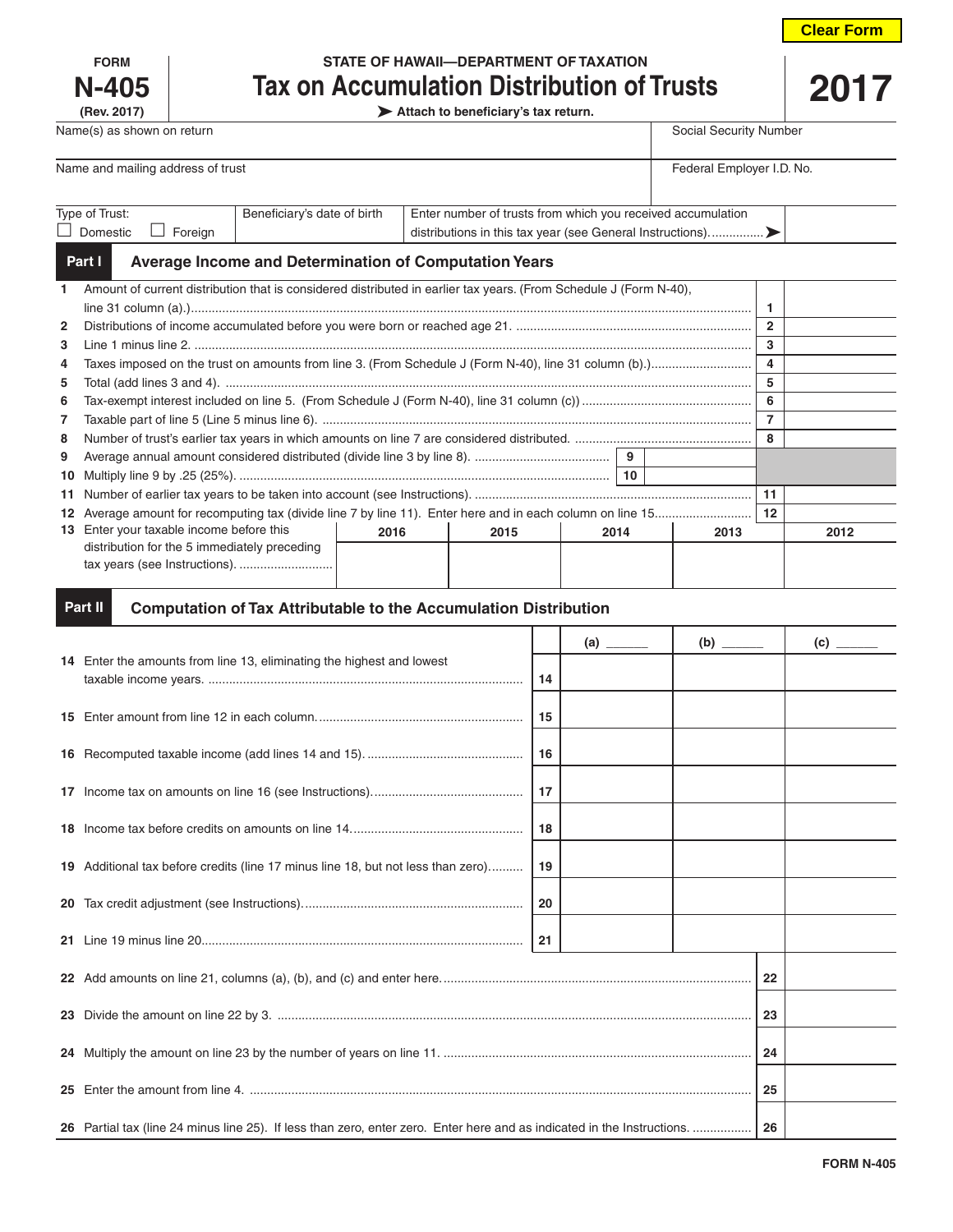Clear Form

FORM **N-405** (Rev. 2017)

STATE OF HAWAII—DEPARTMENT OF TAXATION

# Tax on Accumulation Distribution of Trusts

**2017**

➤ Attach to beneficiary's tax return.

| Name(s) as shown on return | | Social Security Number |
|---|---|---|
| Name and mailing address of trust | | Federal Employer I.D. No. |
| Type of Trust: ☐ Domestic ☐ Foreign | Beneficiary's date of birth | Enter number of trusts from which you received accumulation distributions in this tax year (see General Instructions)...............➤ |

## Part I Average Income and Determination of Computation Years

| | | | |
|---|---|---|---|
| 1 | Amount of current distribution that is considered distributed in earlier tax years. (From Schedule J (Form N-40), line 31 column (a).) | 1 | |
| 2 | Distributions of income accumulated before you were born or reached age 21. | 2 | |
| 3 | Line 1 minus line 2. | 3 | |
| 4 | Taxes imposed on the trust on amounts from line 3. (From Schedule J (Form N-40), line 31 column (b).) | 4 | |
| 5 | Total (add lines 3 and 4). | 5 | |
| 6 | Tax-exempt interest included on line 5. (From Schedule J (Form N-40), line 31 column (c)) | 6 | |
| 7 | Taxable part of line 5 (Line 5 minus line 6). | 7 | |
| 8 | Number of trust's earlier tax years in which amounts on line 7 are considered distributed. | 8 | |
| 9 | Average annual amount considered distributed (divide line 3 by line 8). ......... 9 | | |
| 10 | Multiply line 9 by .25 (25%). ......... 10 | | |
| 11 | Number of earlier tax years to be taken into account (see Instructions). | 11 | |
| 12 | Average amount for recomputing tax (divide line 7 by line 11). Enter here and in each column on line 15 | 12 | |

| 13 Enter your taxable income before this distribution for the 5 immediately preceding tax years (see Instructions). | 2016 | 2015 | 2014 | 2013 | 2012 |
|---|---|---|---|---|---|
| | | | | | |

## Part II Computation of Tax Attributable to the Accumulation Distribution

| | | | (a) ______ | (b) ______ | (c) ______ |
|---|---|---|---|---|---|
| 14 | Enter the amounts from line 13, eliminating the highest and lowest taxable income years. | 14 | | | |
| 15 | Enter amount from line 12 in each column. | 15 | | | |
| 16 | Recomputed taxable income (add lines 14 and 15). | 16 | | | |
| 17 | Income tax on amounts on line 16 (see Instructions). | 17 | | | |
| 18 | Income tax before credits on amounts on line 14. | 18 | | | |
| 19 | Additional tax before credits (line 17 minus line 18, but not less than zero) | 19 | | | |
| 20 | Tax credit adjustment (see Instructions). | 20 | | | |
| 21 | Line 19 minus line 20. | 21 | | | |

| | | | |
|---|---|---|---|
| 22 | Add amounts on line 21, columns (a), (b), and (c) and enter here. | 22 | |
| 23 | Divide the amount on line 22 by 3. | 23 | |
| 24 | Multiply the amount on line 23 by the number of years on line 11. | 24 | |
| 25 | Enter the amount from line 4. | 25 | |
| 26 | Partial tax (line 24 minus line 25). If less than zero, enter zero. Enter here and as indicated in the Instructions. | 26 | |

FORM N-405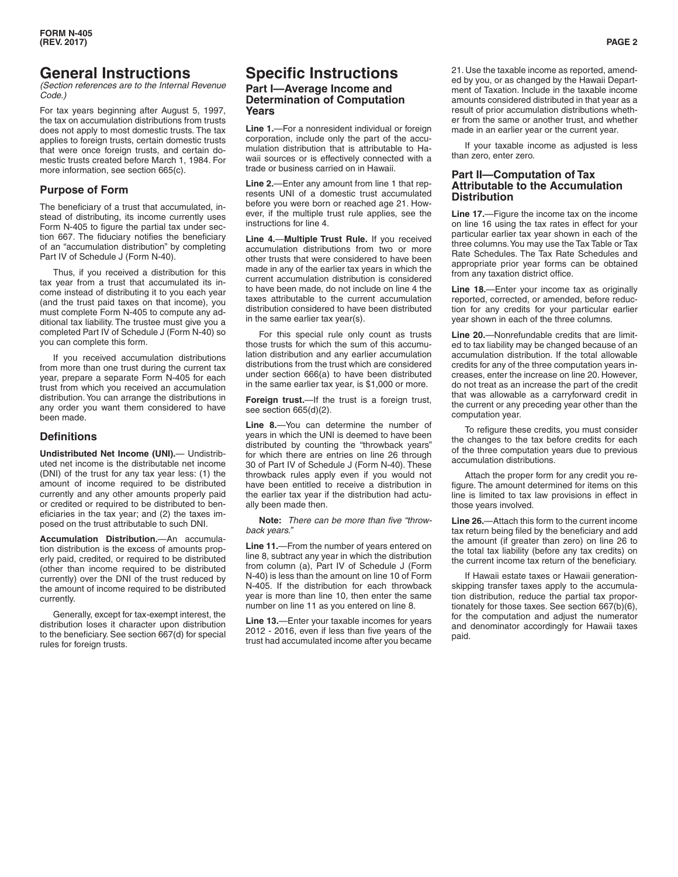# General Instructions

*(Section references are to the Internal Revenue Code.)*

For tax years beginning after August 5, 1997, the tax on accumulation distributions from trusts does not apply to most domestic trusts. The tax applies to foreign trusts, certain domestic trusts that were once foreign trusts, and certain domestic trusts created before March 1, 1984. For more information, see section 665(c).

## Purpose of Form

The beneficiary of a trust that accumulated, instead of distributing, its income currently uses Form N-405 to figure the partial tax under section 667. The fiduciary notifies the beneficiary of an "accumulation distribution" by completing Part IV of Schedule J (Form N-40).

Thus, if you received a distribution for this tax year from a trust that accumulated its income instead of distributing it to you each year (and the trust paid taxes on that income), you must complete Form N-405 to compute any additional tax liability. The trustee must give you a completed Part IV of Schedule J (Form N-40) so you can complete this form.

If you received accumulation distributions from more than one trust during the current tax year, prepare a separate Form N-405 for each trust from which you received an accumulation distribution. You can arrange the distributions in any order you want them considered to have been made.

## Definitions

**Undistributed Net Income (UNI).**— Undistributed net income is the distributable net income (DNI) of the trust for any tax year less: (1) the amount of income required to be distributed currently and any other amounts properly paid or credited or required to be distributed to beneficiaries in the tax year; and (2) the taxes imposed on the trust attributable to such DNI.

**Accumulation Distribution.**—An accumulation distribution is the excess of amounts properly paid, credited, or required to be distributed (other than income required to be distributed currently) over the DNI of the trust reduced by the amount of income required to be distributed currently.

Generally, except for tax-exempt interest, the distribution loses it character upon distribution to the beneficiary. See section 667(d) for special rules for foreign trusts.

# Specific Instructions

## Part I—Average Income and Determination of Computation Years

**Line 1.**—For a nonresident individual or foreign corporation, include only the part of the accumulation distribution that is attributable to Hawaii sources or is effectively connected with a trade or business carried on in Hawaii.

**Line 2.**—Enter any amount from line 1 that represents UNI of a domestic trust accumulated before you were born or reached age 21. However, if the multiple trust rule applies, see the instructions for line 4.

**Line 4.**—**Multiple Trust Rule.** If you received accumulation distributions from two or more other trusts that were considered to have been made in any of the earlier tax years in which the current accumulation distribution is considered to have been made, do not include on line 4 the taxes attributable to the current accumulation distribution considered to have been distributed in the same earlier tax year(s).

For this special rule only count as trusts those trusts for which the sum of this accumulation distribution and any earlier accumulation distributions from the trust which are considered under section 666(a) to have been distributed in the same earlier tax year, is $1,000 or more.

**Foreign trust.**—If the trust is a foreign trust, see section 665(d)(2).

**Line 8.**—You can determine the number of years in which the UNI is deemed to have been distributed by counting the "throwback years" for which there are entries on line 26 through 30 of Part IV of Schedule J (Form N-40). These throwback rules apply even if you would not have been entitled to receive a distribution in the earlier tax year if the distribution had actually been made then.

**Note:** *There can be more than five "throwback years."*

**Line 11.**—From the number of years entered on line 8, subtract any year in which the distribution from column (a), Part IV of Schedule J (Form N-40) is less than the amount on line 10 of Form N-405. If the distribution for each throwback year is more than line 10, then enter the same number on line 11 as you entered on line 8.

**Line 13.**—Enter your taxable incomes for years 2012 - 2016, even if less than five years of the trust had accumulated income after you became 21. Use the taxable income as reported, amended by you, or as changed by the Hawaii Department of Taxation. Include in the taxable income amounts considered distributed in that year as a result of prior accumulation distributions whether from the same or another trust, and whether made in an earlier year or the current year.

If your taxable income as adjusted is less than zero, enter zero.

## Part II—Computation of Tax Attributable to the Accumulation Distribution

**Line 17.**—Figure the income tax on the income on line 16 using the tax rates in effect for your particular earlier tax year shown in each of the three columns. You may use the Tax Table or Tax Rate Schedules. The Tax Rate Schedules and appropriate prior year forms can be obtained from any taxation district office.

**Line 18.**—Enter your income tax as originally reported, corrected, or amended, before reduction for any credits for your particular earlier year shown in each of the three columns.

**Line 20.**—Nonrefundable credits that are limited to tax liability may be changed because of an accumulation distribution. If the total allowable credits for any of the three computation years increases, enter the increase on line 20. However, do not treat as an increase the part of the credit that was allowable as a carryforward credit in the current or any preceding year other than the computation year.

To refigure these credits, you must consider the changes to the tax before credits for each of the three computation years due to previous accumulation distributions.

Attach the proper form for any credit you refigure. The amount determined for items on this line is limited to tax law provisions in effect in those years involved.

**Line 26.**—Attach this form to the current income tax return being filed by the beneficiary and add the amount (if greater than zero) on line 26 to the total tax liability (before any tax credits) on the current income tax return of the beneficiary.

If Hawaii estate taxes or Hawaii generation-skipping transfer taxes apply to the accumulation distribution, reduce the partial tax proportionately for those taxes. See section 667(b)(6), for the computation and adjust the numerator and denominator accordingly for Hawaii taxes paid.